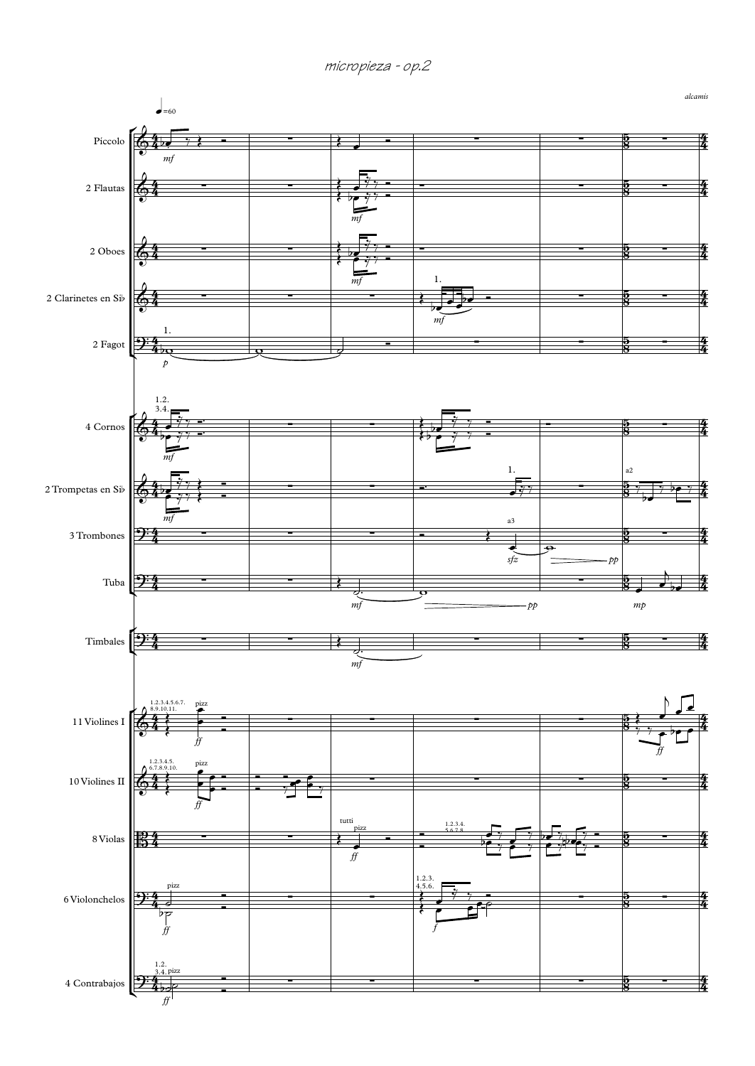# micropieza - op.2

*alcamis*

♩=60

Piccolo

2 Flautas

2 Oboes

2 Clarinetes en Sib

2 Fagot

4 Cornos

2 Trompetas en Sib

3 Trombones

Tuba

Timbales

11 Violines I

10 Violines II

8 Violas

6 Violonchelos

4 Contrabajos